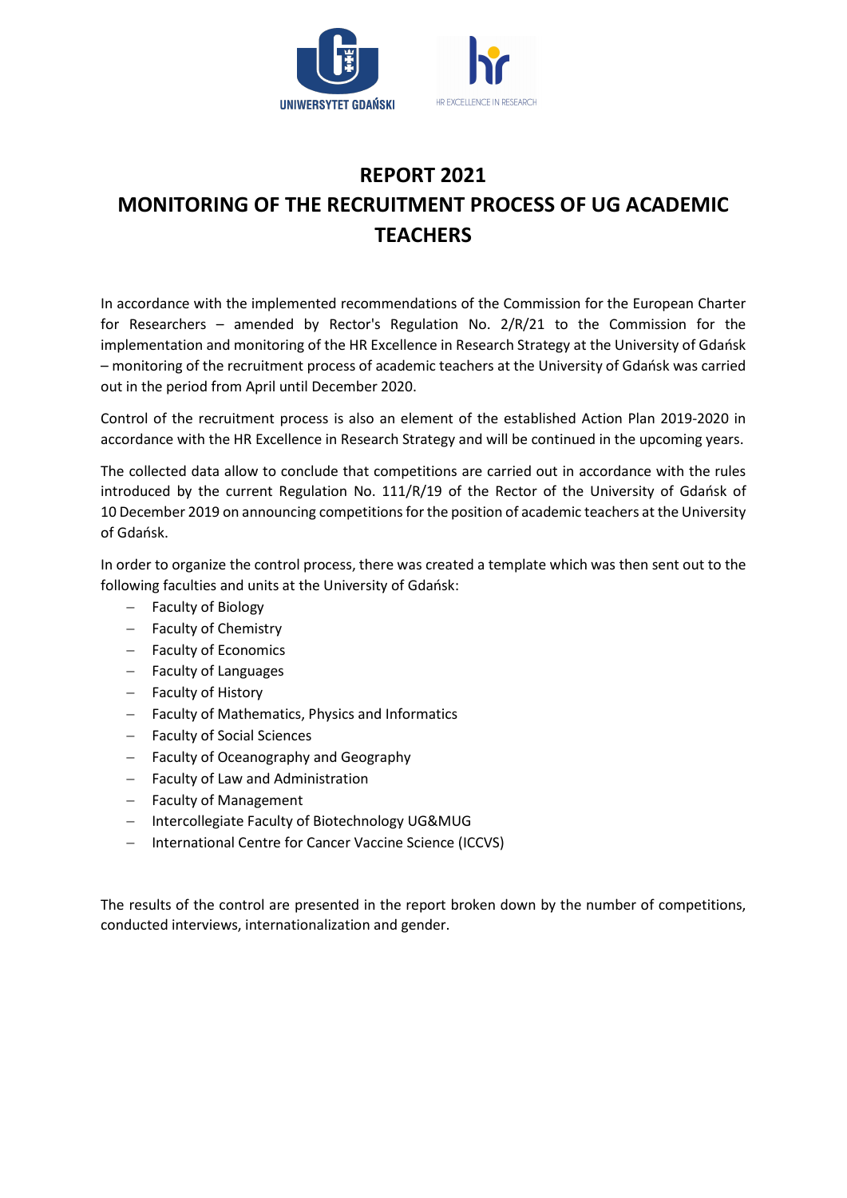# REPORT 2021
# MONITORING OF THE RECRUITMENT PROCESS OF UG ACADEMIC TEACHERS

In accordance with the implemented recommendations of the Commission for the European Charter for Researchers – amended by Rector's Regulation No. 2/R/21 to the Commission for the implementation and monitoring of the HR Excellence in Research Strategy at the University of Gdańsk – monitoring of the recruitment process of academic teachers at the University of Gdańsk was carried out in the period from April until December 2020.

Control of the recruitment process is also an element of the established Action Plan 2019-2020 in accordance with the HR Excellence in Research Strategy and will be continued in the upcoming years.

The collected data allow to conclude that competitions are carried out in accordance with the rules introduced by the current Regulation No. 111/R/19 of the Rector of the University of Gdańsk of 10 December 2019 on announcing competitions for the position of academic teachers at the University of Gdańsk.

In order to organize the control process, there was created a template which was then sent out to the following faculties and units at the University of Gdańsk:

- Faculty of Biology
- Faculty of Chemistry
- Faculty of Economics
- Faculty of Languages
- Faculty of History
- Faculty of Mathematics, Physics and Informatics
- Faculty of Social Sciences
- Faculty of Oceanography and Geography
- Faculty of Law and Administration
- Faculty of Management
- Intercollegiate Faculty of Biotechnology UG&MUG
- International Centre for Cancer Vaccine Science (ICCVS)

The results of the control are presented in the report broken down by the number of competitions, conducted interviews, internationalization and gender.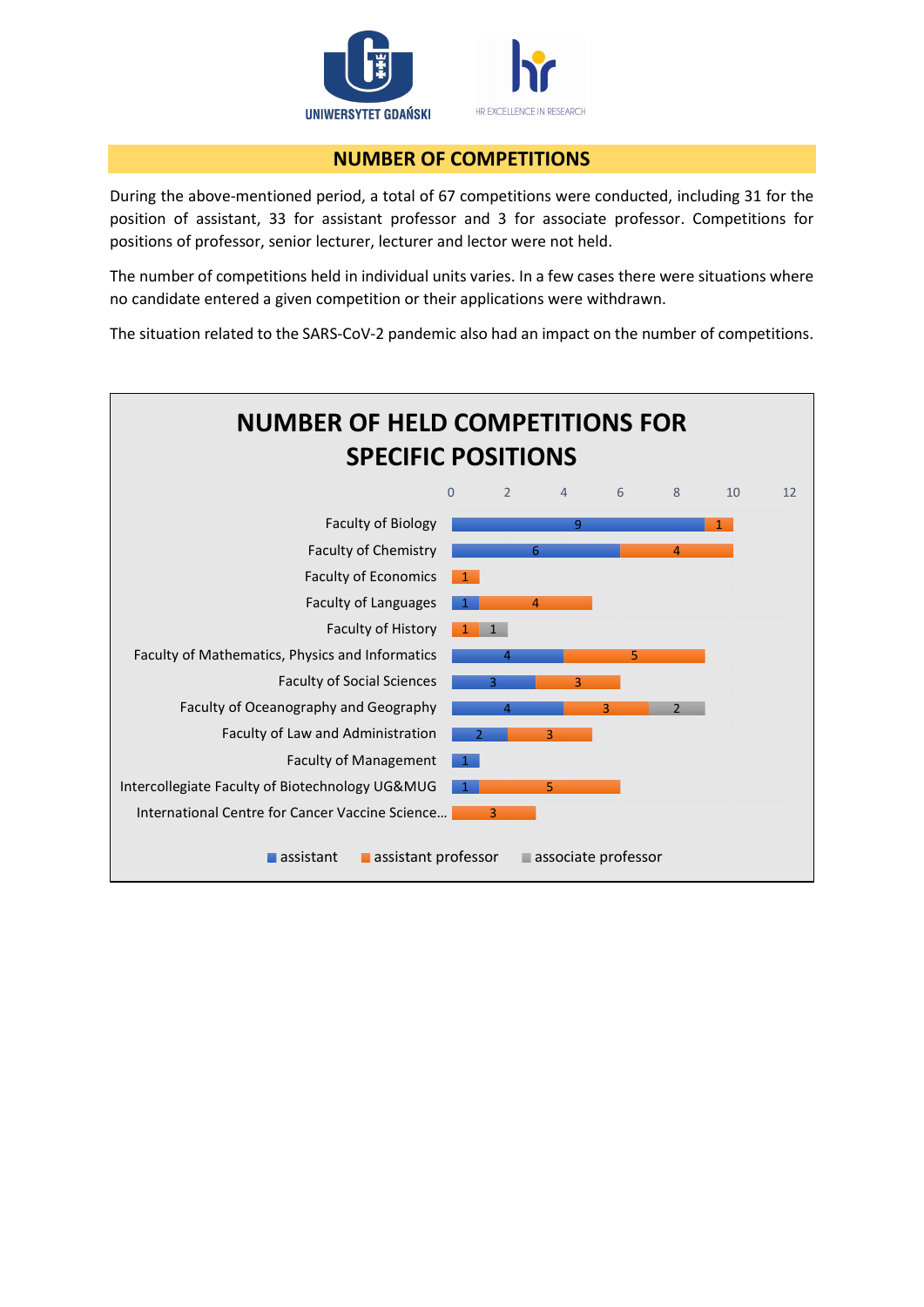## NUMBER OF COMPETITIONS

During the above-mentioned period, a total of 67 competitions were conducted, including 31 for the position of assistant, 33 for assistant professor and 3 for associate professor. Competitions for positions of professor, senior lecturer, lecturer and lector were not held.

The number of competitions held in individual units varies. In a few cases there were situations where no candidate entered a given competition or their applications were withdrawn.

The situation related to the SARS-CoV-2 pandemic also had an impact on the number of competitions.

### NUMBER OF HELD COMPETITIONS FOR SPECIFIC POSITIONS

| Unit | assistant | assistant professor | associate professor |
| --- | --- | --- | --- |
| Faculty of Biology | 9 | 1 | |
| Faculty of Chemistry | 6 | 4 | |
| Faculty of Economics | | 1 | |
| Faculty of Languages | 1 | 4 | |
| Faculty of History | | 1 | 1 |
| Faculty of Mathematics, Physics and Informatics | 4 | 5 | |
| Faculty of Social Sciences | 3 | 3 | |
| Faculty of Oceanography and Geography | 4 | 3 | 2 |
| Faculty of Law and Administration | 2 | 3 | |
| Faculty of Management | 1 | | |
| Intercollegiate Faculty of Biotechnology UG&MUG | 1 | 5 | |
| International Centre for Cancer Vaccine Science... | | 3 | |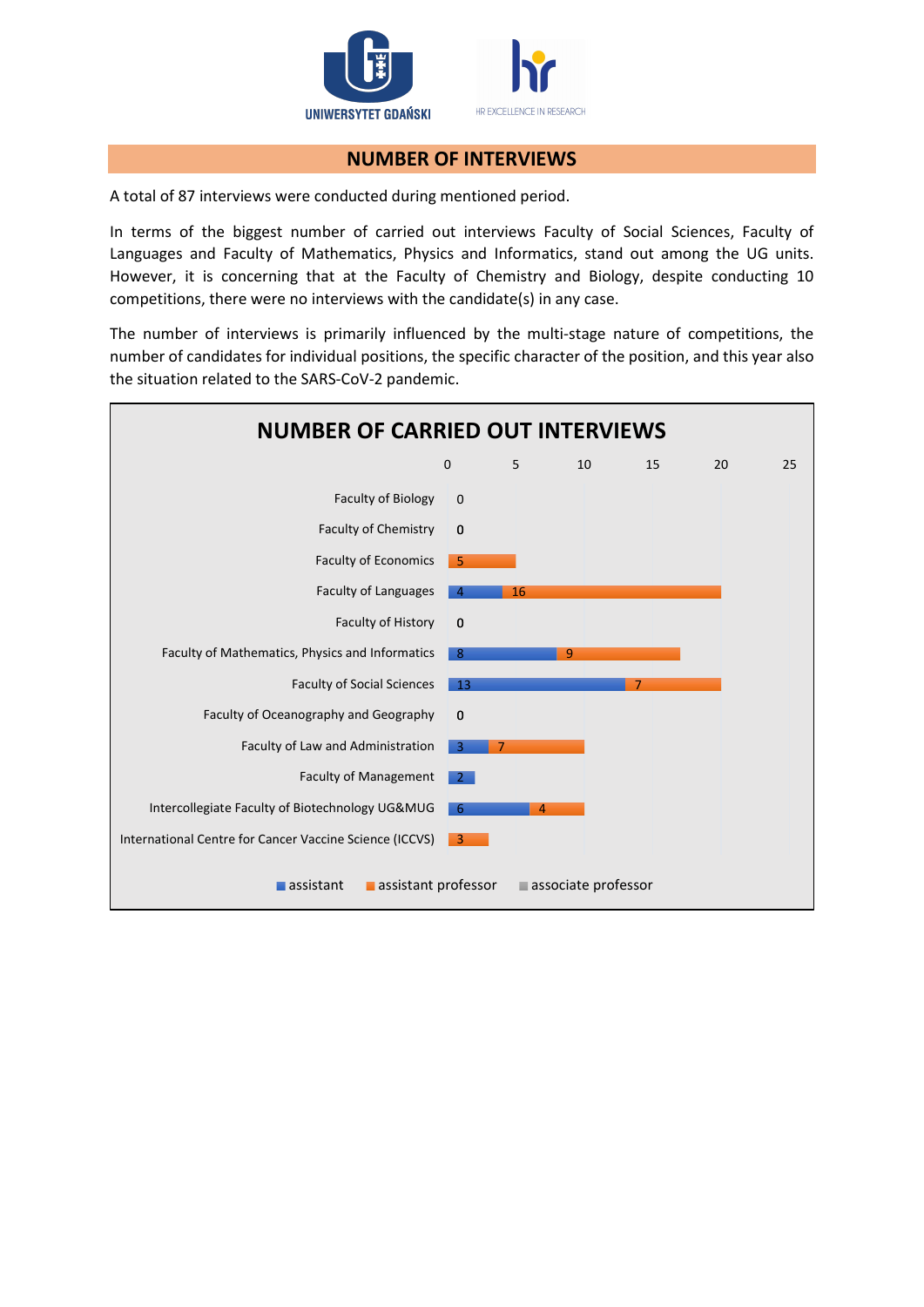## NUMBER OF INTERVIEWS

A total of 87 interviews were conducted during mentioned period.

In terms of the biggest number of carried out interviews Faculty of Social Sciences, Faculty of Languages and Faculty of Mathematics, Physics and Informatics, stand out among the UG units. However, it is concerning that at the Faculty of Chemistry and Biology, despite conducting 10 competitions, there were no interviews with the candidate(s) in any case.

The number of interviews is primarily influenced by the multi-stage nature of competitions, the number of candidates for individual positions, the specific character of the position, and this year also the situation related to the SARS-CoV-2 pandemic.

**NUMBER OF CARRIED OUT INTERVIEWS**

| Unit | assistant | assistant professor | associate professor |
|---|---|---|---|
| Faculty of Biology | 0 | | |
| Faculty of Chemistry | 0 | | |
| Faculty of Economics | | 5 | |
| Faculty of Languages | 4 | 16 | |
| Faculty of History | 0 | | |
| Faculty of Mathematics, Physics and Informatics | 8 | 9 | |
| Faculty of Social Sciences | 13 | 7 | |
| Faculty of Oceanography and Geography | 0 | | |
| Faculty of Law and Administration | 3 | 7 | |
| Faculty of Management | 2 | | |
| Intercollegiate Faculty of Biotechnology UG&MUG | 6 | 4 | |
| International Centre for Cancer Vaccine Science (ICCVS) | | 3 | |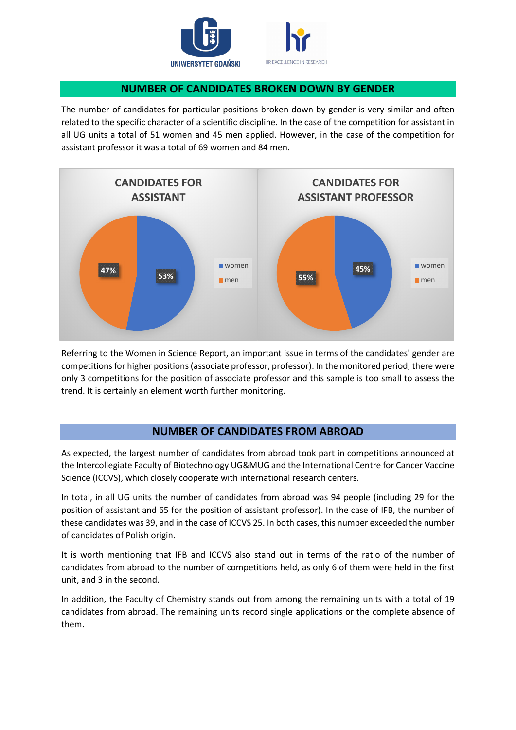## NUMBER OF CANDIDATES BROKEN DOWN BY GENDER

The number of candidates for particular positions broken down by gender is very similar and often related to the specific character of a scientific discipline. In the case of the competition for assistant in all UG units a total of 51 women and 45 men applied. However, in the case of the competition for assistant professor it was a total of 69 women and 84 men.

**CANDIDATES FOR ASSISTANT**

- women: 53%
- men: 47%

**CANDIDATES FOR ASSISTANT PROFESSOR**

- women: 45%
- men: 55%

Referring to the Women in Science Report, an important issue in terms of the candidates' gender are competitions for higher positions (associate professor, professor). In the monitored period, there were only 3 competitions for the position of associate professor and this sample is too small to assess the trend. It is certainly an element worth further monitoring.

## NUMBER OF CANDIDATES FROM ABROAD

As expected, the largest number of candidates from abroad took part in competitions announced at the Intercollegiate Faculty of Biotechnology UG&MUG and the International Centre for Cancer Vaccine Science (ICCVS), which closely cooperate with international research centers.

In total, in all UG units the number of candidates from abroad was 94 people (including 29 for the position of assistant and 65 for the position of assistant professor). In the case of IFB, the number of these candidates was 39, and in the case of ICCVS 25. In both cases, this number exceeded the number of candidates of Polish origin.

It is worth mentioning that IFB and ICCVS also stand out in terms of the ratio of the number of candidates from abroad to the number of competitions held, as only 6 of them were held in the first unit, and 3 in the second.

In addition, the Faculty of Chemistry stands out from among the remaining units with a total of 19 candidates from abroad. The remaining units record single applications or the complete absence of them.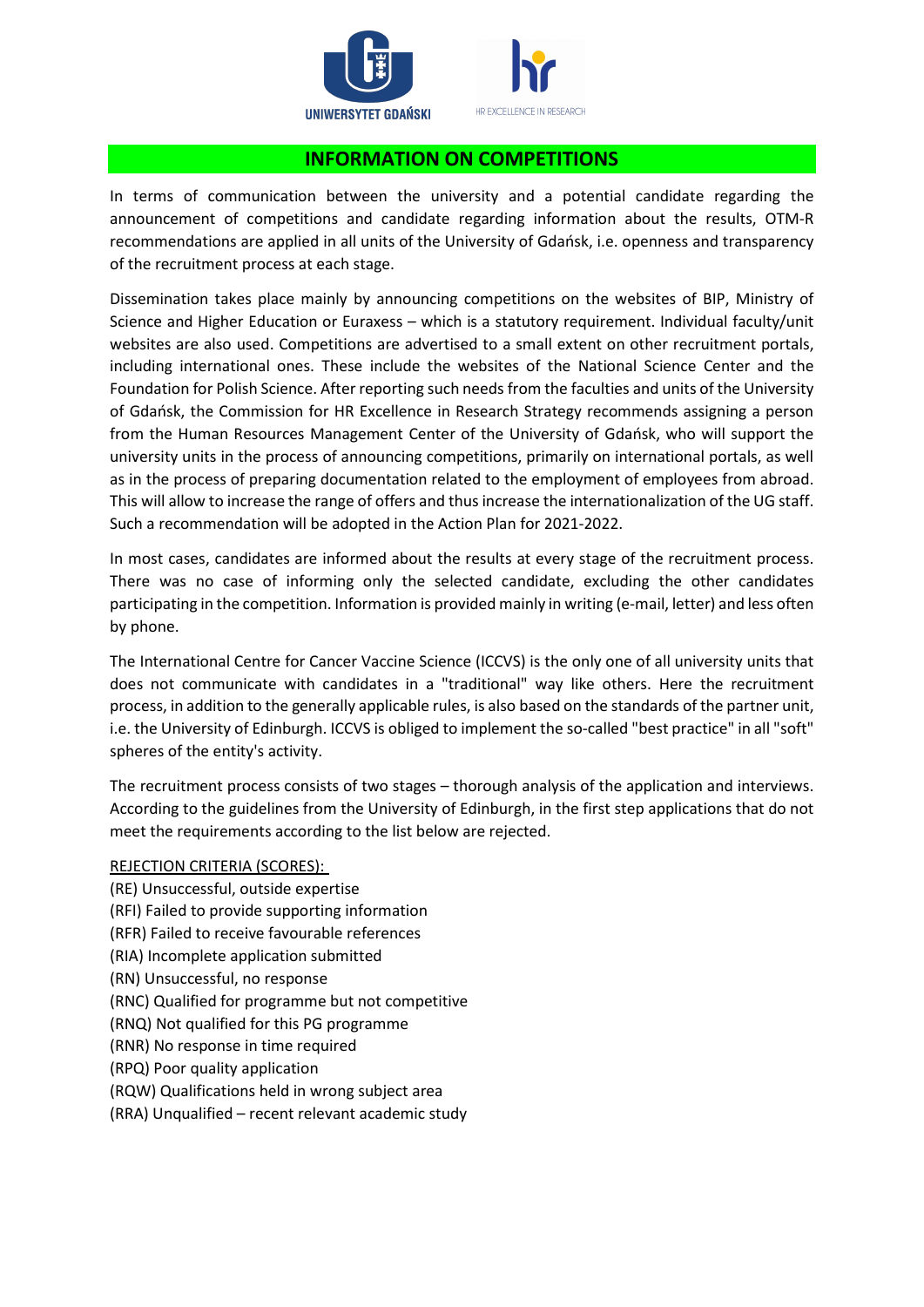## INFORMATION ON COMPETITIONS

In terms of communication between the university and a potential candidate regarding the announcement of competitions and candidate regarding information about the results, OTM-R recommendations are applied in all units of the University of Gdańsk, i.e. openness and transparency of the recruitment process at each stage.

Dissemination takes place mainly by announcing competitions on the websites of BIP, Ministry of Science and Higher Education or Euraxess – which is a statutory requirement. Individual faculty/unit websites are also used. Competitions are advertised to a small extent on other recruitment portals, including international ones. These include the websites of the National Science Center and the Foundation for Polish Science. After reporting such needs from the faculties and units of the University of Gdańsk, the Commission for HR Excellence in Research Strategy recommends assigning a person from the Human Resources Management Center of the University of Gdańsk, who will support the university units in the process of announcing competitions, primarily on international portals, as well as in the process of preparing documentation related to the employment of employees from abroad. This will allow to increase the range of offers and thus increase the internationalization of the UG staff. Such a recommendation will be adopted in the Action Plan for 2021-2022.

In most cases, candidates are informed about the results at every stage of the recruitment process. There was no case of informing only the selected candidate, excluding the other candidates participating in the competition. Information is provided mainly in writing (e-mail, letter) and less often by phone.

The International Centre for Cancer Vaccine Science (ICCVS) is the only one of all university units that does not communicate with candidates in a "traditional" way like others. Here the recruitment process, in addition to the generally applicable rules, is also based on the standards of the partner unit, i.e. the University of Edinburgh. ICCVS is obliged to implement the so-called "best practice" in all "soft" spheres of the entity's activity.

The recruitment process consists of two stages – thorough analysis of the application and interviews. According to the guidelines from the University of Edinburgh, in the first step applications that do not meet the requirements according to the list below are rejected.

REJECTION CRITERIA (SCORES):

(RE) Unsuccessful, outside expertise
(RFI) Failed to provide supporting information
(RFR) Failed to receive favourable references
(RIA) Incomplete application submitted
(RN) Unsuccessful, no response
(RNC) Qualified for programme but not competitive
(RNQ) Not qualified for this PG programme
(RNR) No response in time required
(RPQ) Poor quality application
(RQW) Qualifications held in wrong subject area
(RRA) Unqualified – recent relevant academic study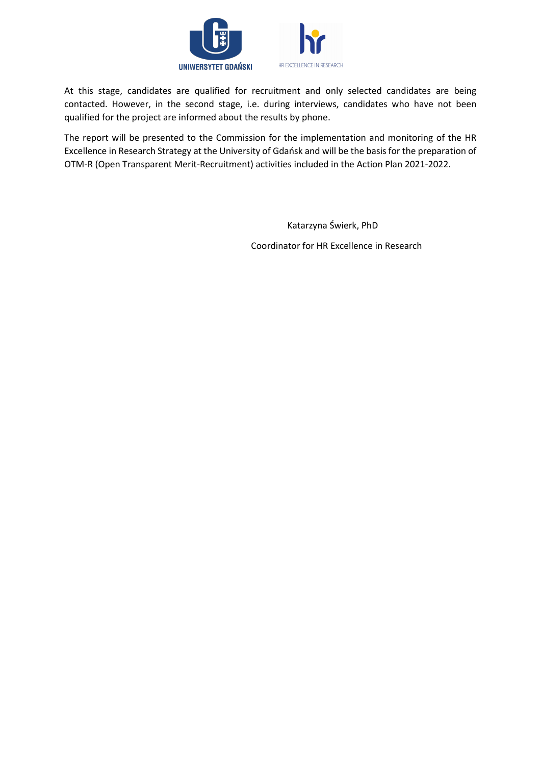At this stage, candidates are qualified for recruitment and only selected candidates are being contacted. However, in the second stage, i.e. during interviews, candidates who have not been qualified for the project are informed about the results by phone.

The report will be presented to the Commission for the implementation and monitoring of the HR Excellence in Research Strategy at the University of Gdańsk and will be the basis for the preparation of OTM-R (Open Transparent Merit-Recruitment) activities included in the Action Plan 2021-2022.

Katarzyna Świerk, PhD

Coordinator for HR Excellence in Research